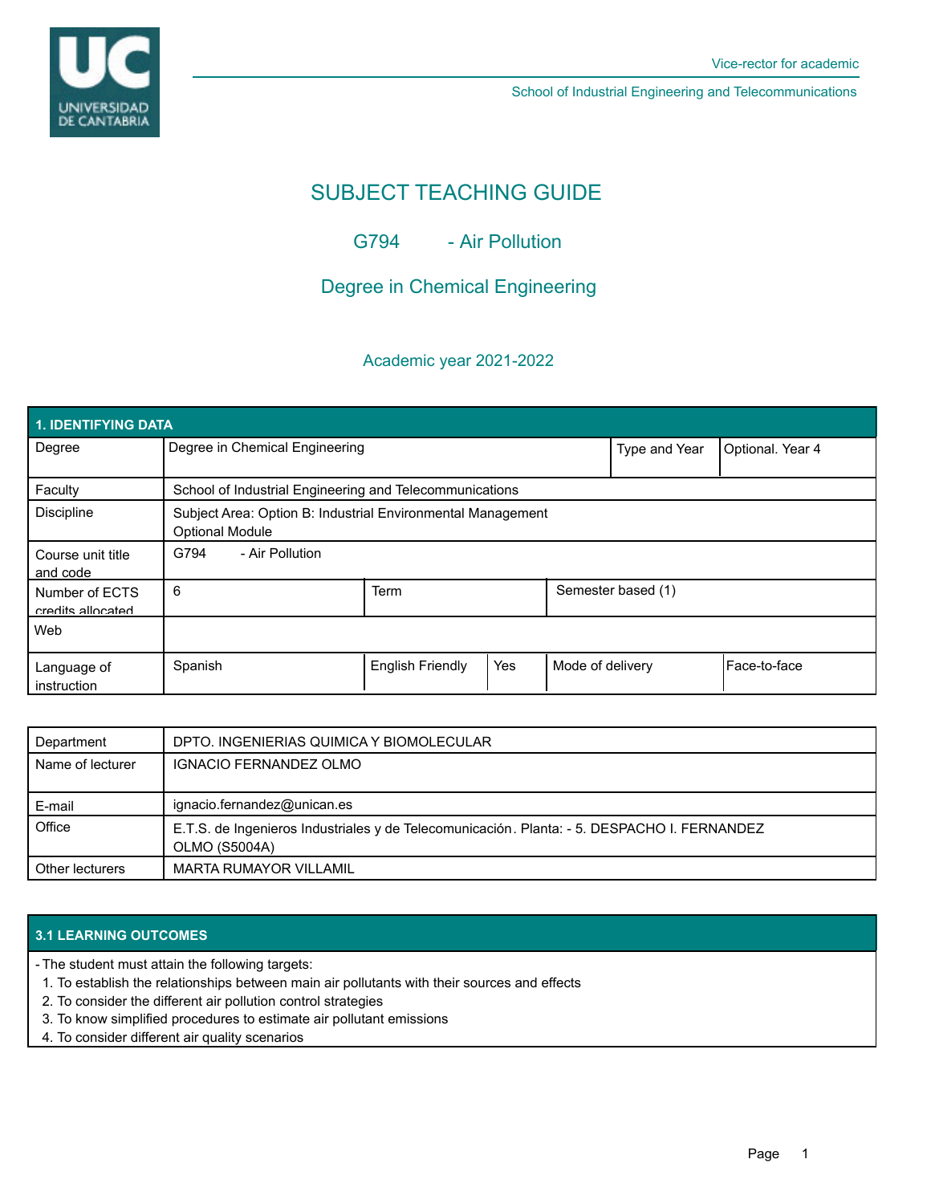Vice-rector for academic

School of Industrial Engineering and Telecommunications

# SUBJECT TEACHING GUIDE

## G794 - Air Pollution

## Degree in Chemical Engineering

### Academic year 2021-2022

| 1. IDENTIFYING DATA | | | | | |
|---|---|---|---|---|---|
| Degree | Degree in Chemical Engineering | | | Type and Year | Optional. Year 4 |
| Faculty | School of Industrial Engineering and Telecommunications | | | | |
| Discipline | Subject Area: Option B: Industrial Environmental Management<br>Optional Module | | | | |
| Course unit title and code | G794 - Air Pollution | | | | |
| Number of ECTS credits allocated | 6 | Term | Semester based (1) | | |
| Web | | | | | |
| Language of instruction | Spanish | English Friendly | Yes | Mode of delivery | Face-to-face |

| Department | DPTO. INGENIERIAS QUIMICA Y BIOMOLECULAR |
|---|---|
| Name of lecturer | IGNACIO FERNANDEZ OLMO |
| E-mail | ignacio.fernandez@unican.es |
| Office | E.T.S. de Ingenieros Industriales y de Telecomunicación. Planta: - 5. DESPACHO I. FERNANDEZ OLMO (S5004A) |
| Other lecturers | MARTA RUMAYOR VILLAMIL |

## 3.1 LEARNING OUTCOMES

- The student must attain the following targets:
  1. To establish the relationships between main air pollutants with their sources and effects
  2. To consider the different air pollution control strategies
  3. To know simplified procedures to estimate air pollutant emissions
  4. To consider different air quality scenarios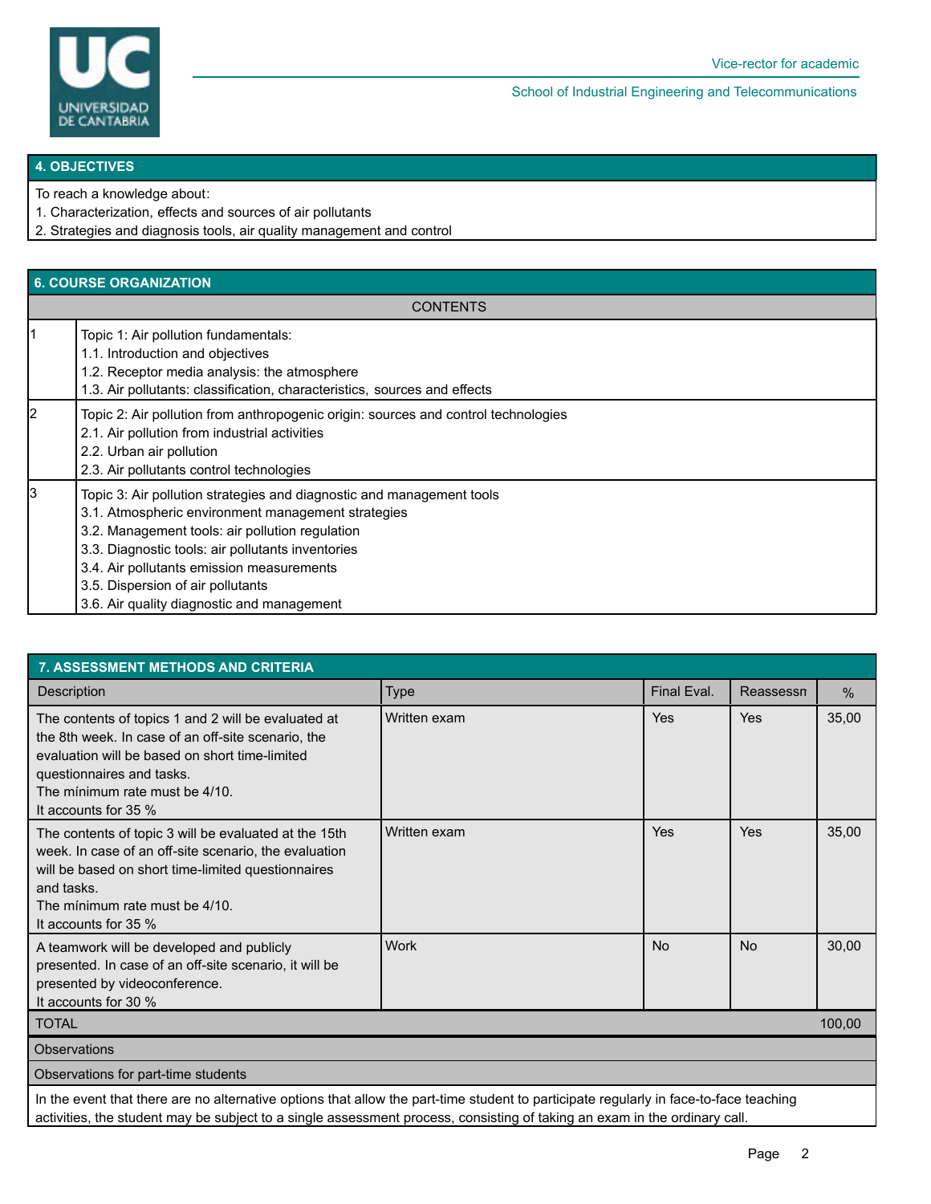## 4. OBJECTIVES

To reach a knowledge about:
1. Characterization, effects and sources of air pollutants
2. Strategies and diagnosis tools, air quality management and control

## 6. COURSE ORGANIZATION

| | CONTENTS |
|---|---|
| 1 | Topic 1: Air pollution fundamentals:<br>1.1. Introduction and objectives<br>1.2. Receptor media analysis: the atmosphere<br>1.3. Air pollutants: classification, characteristics, sources and effects |
| 2 | Topic 2: Air pollution from anthropogenic origin: sources and control technologies<br>2.1. Air pollution from industrial activities<br>2.2. Urban air pollution<br>2.3. Air pollutants control technologies |
| 3 | Topic 3: Air pollution strategies and diagnostic and management tools<br>3.1. Atmospheric environment management strategies<br>3.2. Management tools: air pollution regulation<br>3.3. Diagnostic tools: air pollutants inventories<br>3.4. Air pollutants emission measurements<br>3.5. Dispersion of air pollutants<br>3.6. Air quality diagnostic and management |

## 7. ASSESSMENT METHODS AND CRITERIA

| Description | Type | Final Eval. | Reassessn | % |
|---|---|---|---|---|
| The contents of topics 1 and 2 will be evaluated at the 8th week. In case of an off-site scenario, the evaluation will be based on short time-limited questionnaires and tasks.<br>The mínimum rate must be 4/10.<br>It accounts for 35 % | Written exam | Yes | Yes | 35,00 |
| The contents of topic 3 will be evaluated at the 15th week. In case of an off-site scenario, the evaluation will be based on short time-limited questionnaires and tasks.<br>The mínimum rate must be 4/10.<br>It accounts for 35 % | Written exam | Yes | Yes | 35,00 |
| A teamwork will be developed and publicly presented. In case of an off-site scenario, it will be presented by videoconference.<br>It accounts for 30 % | Work | No | No | 30,00 |
| TOTAL | | | | 100,00 |

**Observations**

**Observations for part-time students**

In the event that there are no alternative options that allow the part-time student to participate regularly in face-to-face teaching activities, the student may be subject to a single assessment process, consisting of taking an exam in the ordinary call.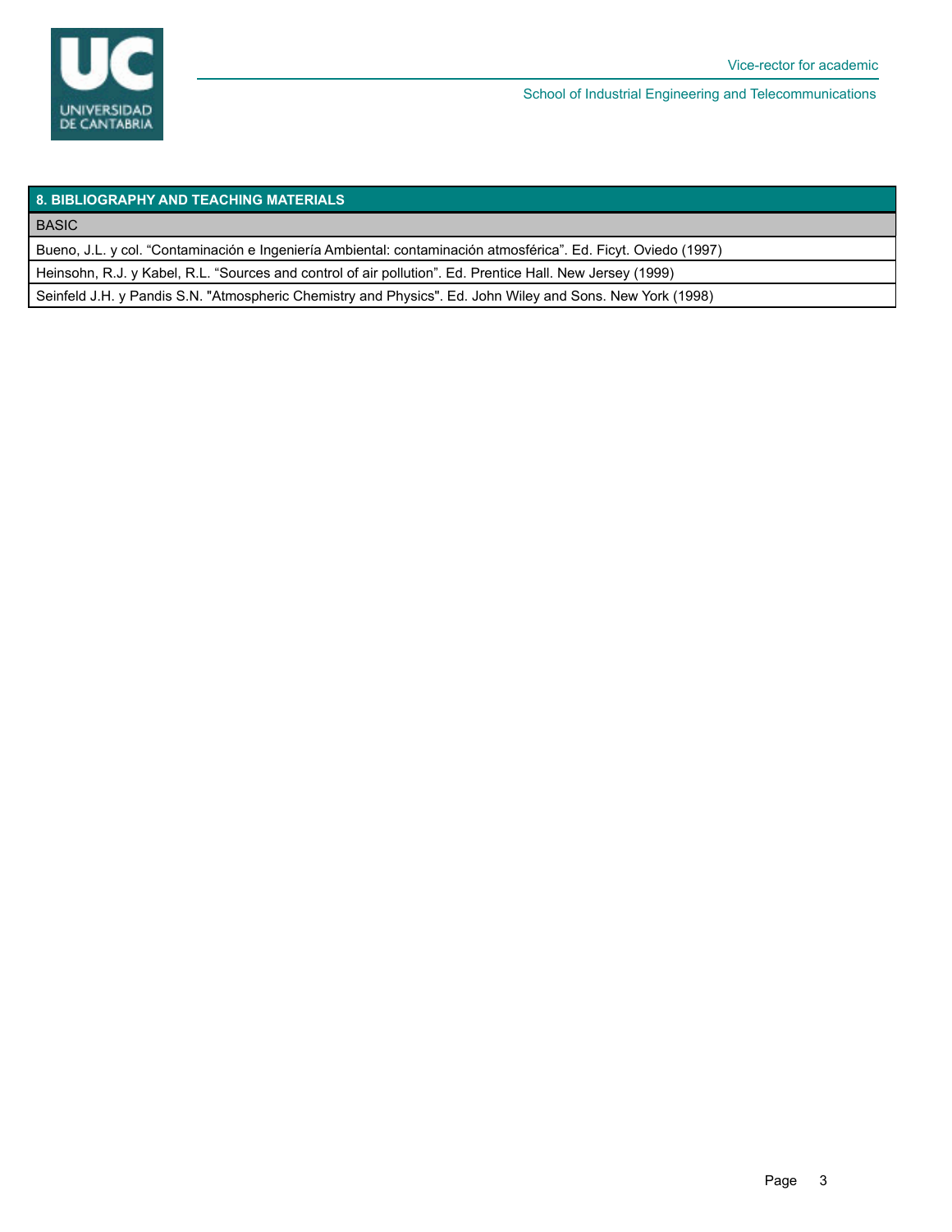## 8. BIBLIOGRAPHY AND TEACHING MATERIALS

**BASIC**

Bueno, J.L. y col. “Contaminación e Ingeniería Ambiental: contaminación atmosférica”. Ed. Ficyt. Oviedo (1997)

Heinsohn, R.J. y Kabel, R.L. “Sources and control of air pollution”. Ed. Prentice Hall. New Jersey (1999)

Seinfeld J.H. y Pandis S.N. "Atmospheric Chemistry and Physics". Ed. John Wiley and Sons. New York (1998)